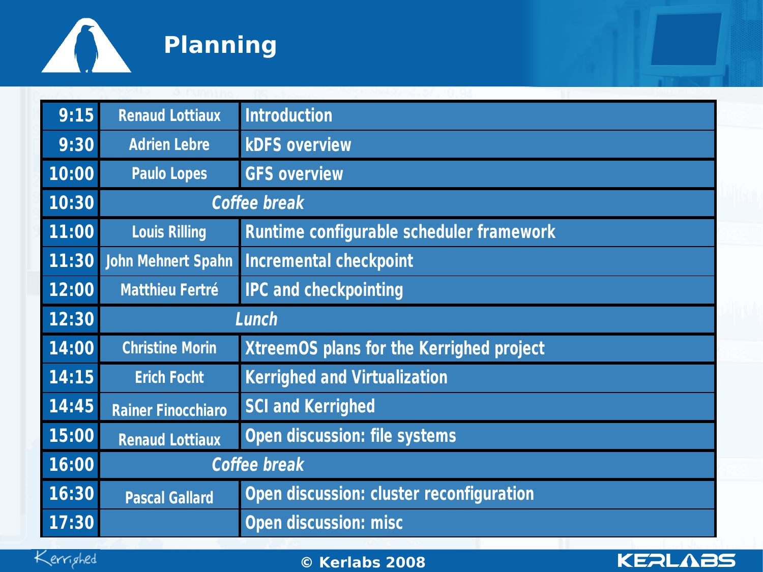# Planning

| Time | Speaker | Topic |
|---|---|---|
| 9:15 | Renaud Lottiaux | Introduction |
| 9:30 | Adrien Lebre | kDFS overview |
| 10:00 | Paulo Lopes | GFS overview |
| 10:30 | *Coffee break* | |
| 11:00 | Louis Rilling | Runtime configurable scheduler framework |
| 11:30 | John Mehnert Spahn | Incremental checkpoint |
| 12:00 | Matthieu Fertré | IPC and checkpointing |
| 12:30 | *Lunch* | |
| 14:00 | Christine Morin | XtreemOS plans for the Kerrighed project |
| 14:15 | Erich Focht | Kerrighed and Virtualization |
| 14:45 | Rainer Finocchiaro | SCI and Kerrighed |
| 15:00 | Renaud Lottiaux | Open discussion: file systems |
| 16:00 | *Coffee break* | |
| 16:30 | Pascal Gallard | Open discussion: cluster reconfiguration |
| 17:30 | | Open discussion: misc |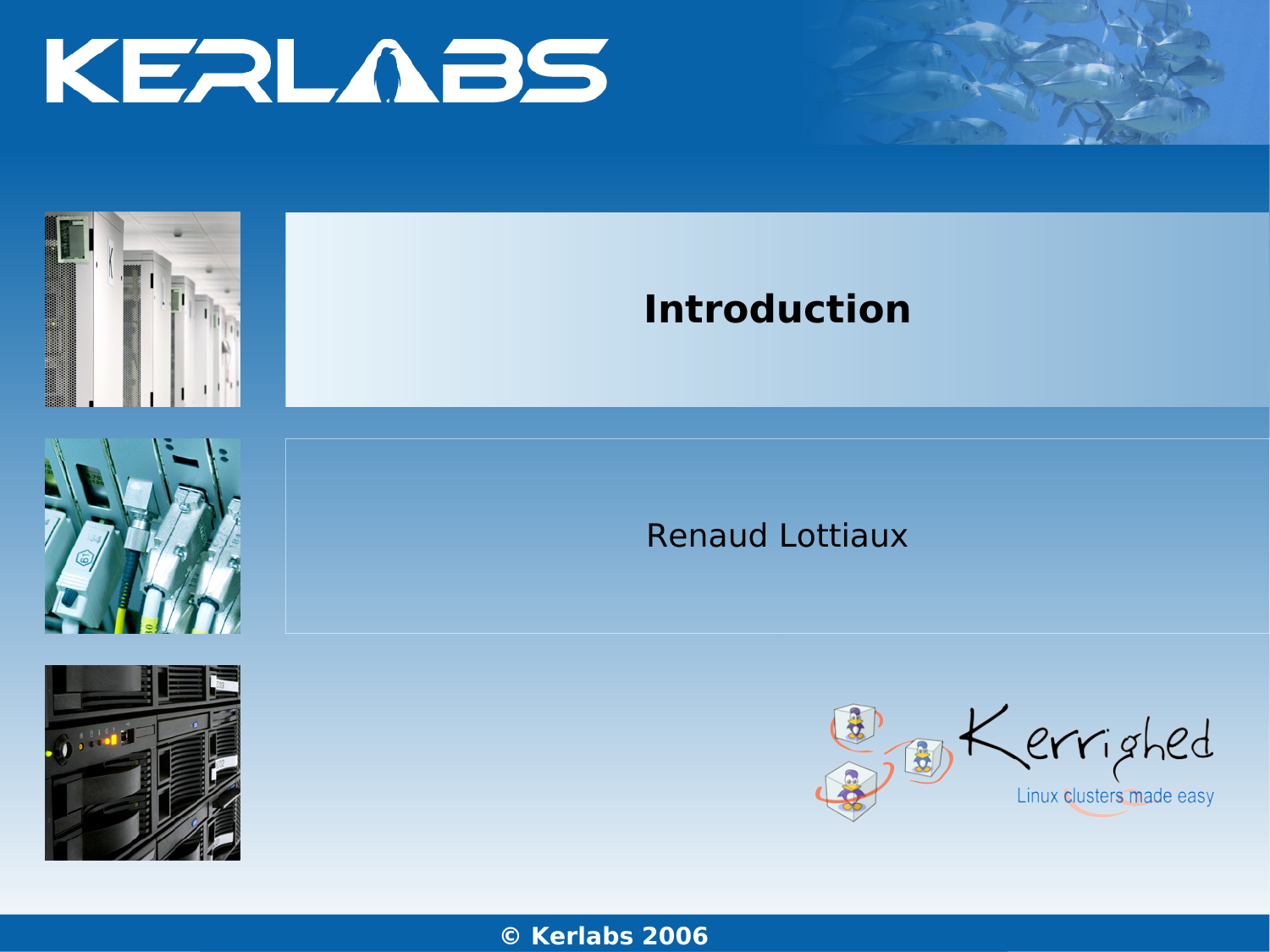# Introduction

Renaud Lottiaux

Kerrighed

Linux clusters made easy

© Kerlabs 2006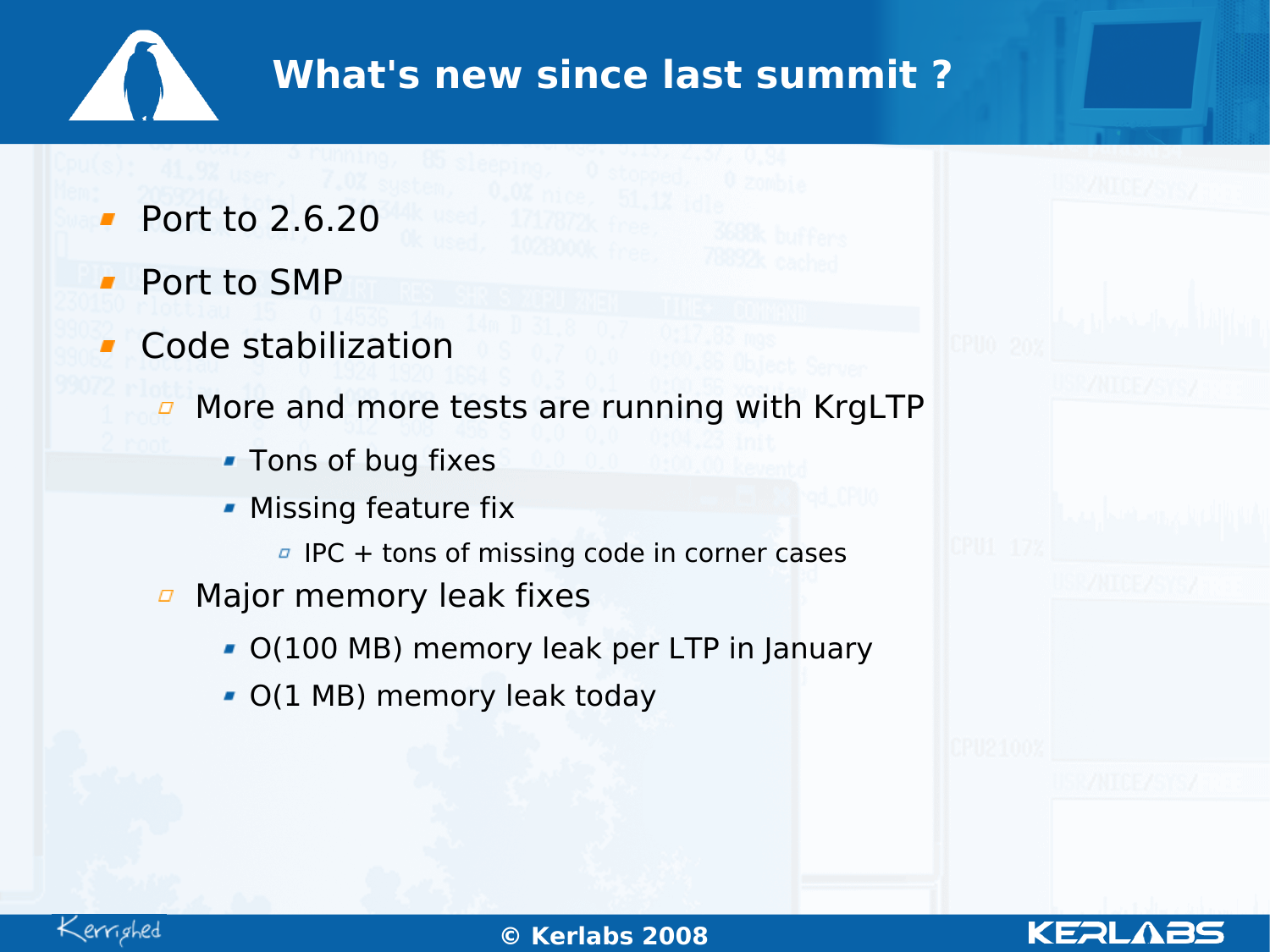# What's new since last summit ?

- Port to 2.6.20
- Port to SMP
- Code stabilization
  - More and more tests are running with KrgLTP
    - Tons of bug fixes
    - Missing feature fix
      - IPC + tons of missing code in corner cases
  - Major memory leak fixes
    - O(100 MB) memory leak per LTP in January
    - O(1 MB) memory leak today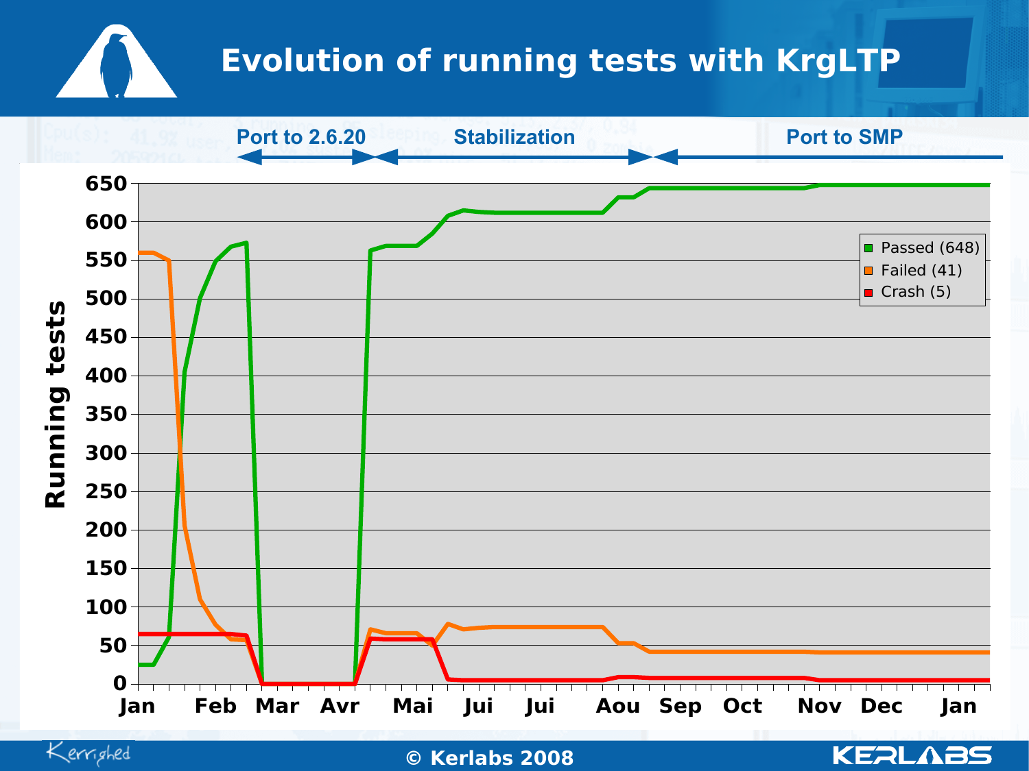# Evolution of running tests with KrgLTP

Port to 2.6.20 | Stabilization | Port to SMP

Running tests

650, 600, 550, 500, 450, 400, 350, 300, 250, 200, 150, 100, 50, 0

Jan, Feb, Mar, Avr, Mai, Jui, Jui, Aou, Sep, Oct, Nov, Dec, Jan

- Passed (648)
- Failed (41)
- Crash (5)

© Kerlabs 2008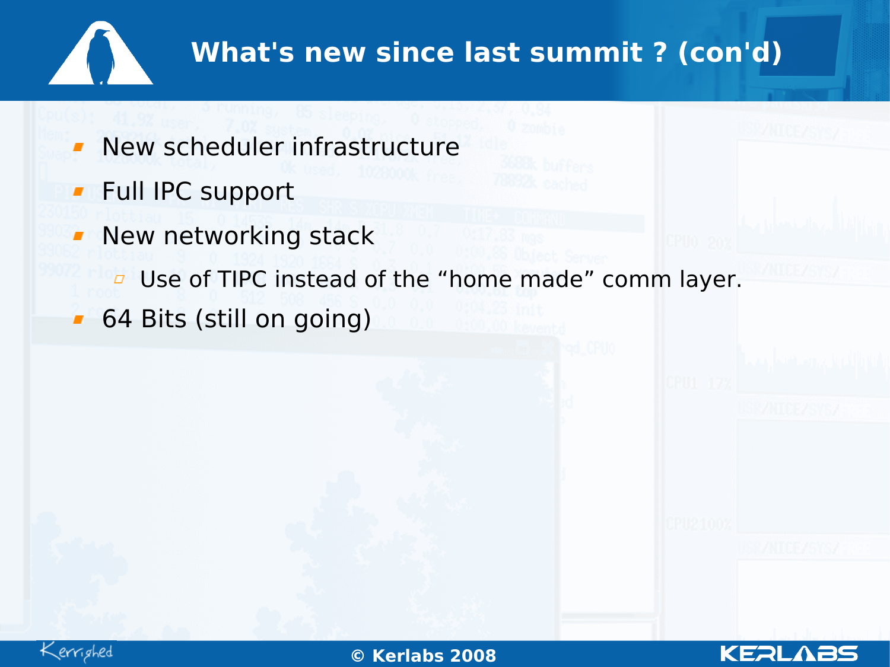# What's new since last summit ? (con'd)

- New scheduler infrastructure
- Full IPC support
- New networking stack
  - Use of TIPC instead of the “home made” comm layer.
- 64 Bits (still on going)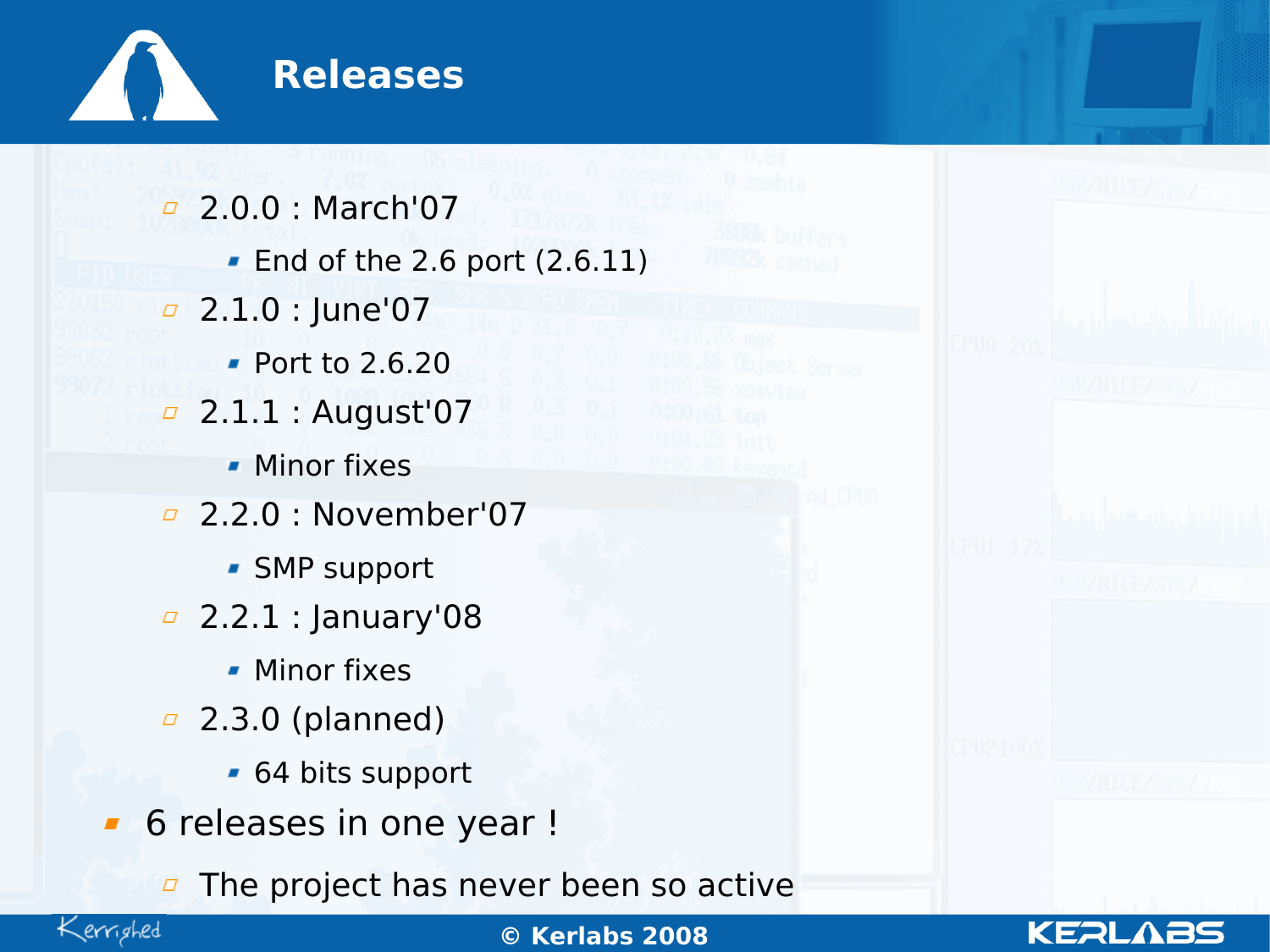# Releases

- 2.0.0 : March'07
  - End of the 2.6 port (2.6.11)
- 2.1.0 : June'07
  - Port to 2.6.20
- 2.1.1 : August'07
  - Minor fixes
- 2.2.0 : November'07
  - SMP support
- 2.2.1 : January'08
  - Minor fixes
- 2.3.0 (planned)
  - 64 bits support

- 6 releases in one year !
  - The project has never been so active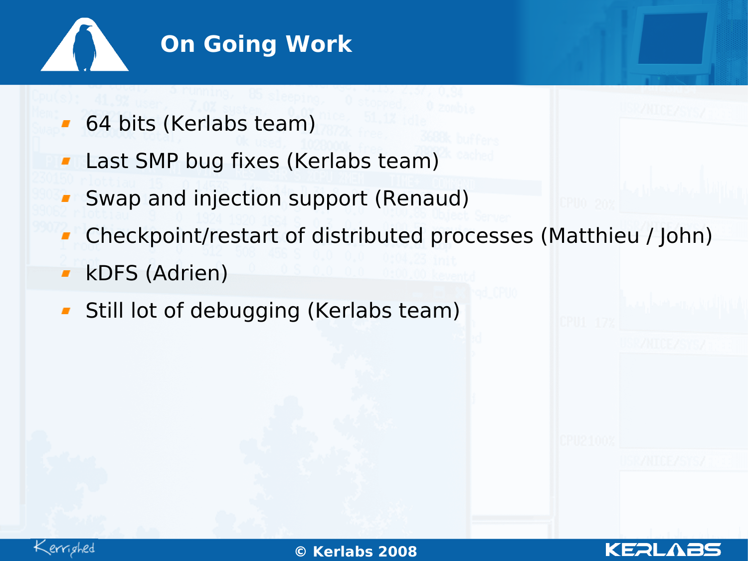# On Going Work

- 64 bits (Kerlabs team)
- Last SMP bug fixes (Kerlabs team)
- Swap and injection support (Renaud)
- Checkpoint/restart of distributed processes (Matthieu / John)
- kDFS (Adrien)
- Still lot of debugging (Kerlabs team)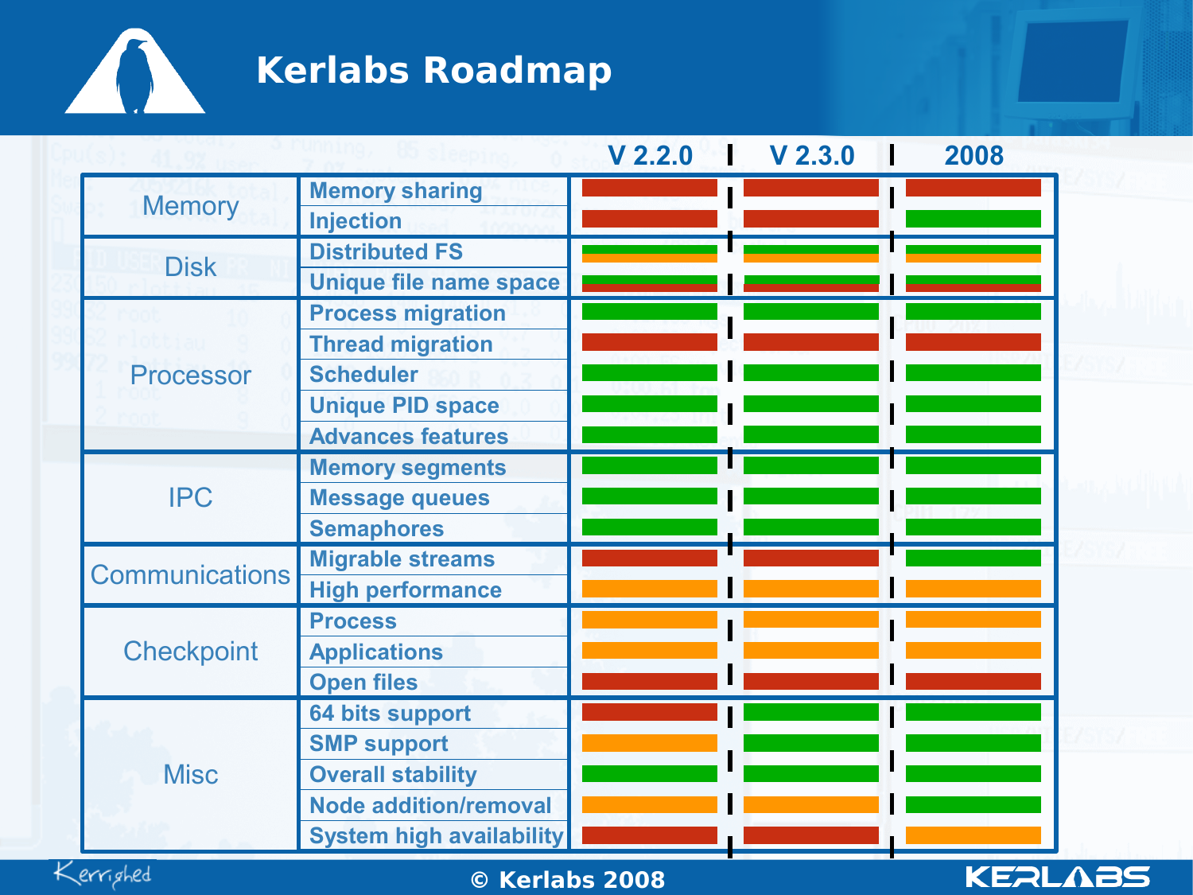# Kerlabs Roadmap

| | | V 2.2.0 | V 2.3.0 | 2008 |
|---|---|---|---|---|
| Memory | Memory sharing | Red | Red | Red |
| | Injection | Red | Red | Green |
| Disk | Distributed FS | Green / Orange | Green / Orange | Green / Orange |
| | Unique file name space | Green / Red | Green / Red | Green / Red |
| Processor | Process migration | Green | Green | Green |
| | Thread migration | Red | Red | Red |
| | Scheduler | Green | Green | Green |
| | Unique PID space | Green | Green | Green |
| | Advances features | Green | Green | Green |
| IPC | Memory segments | Green | Green | Green |
| | Message queues | Green | Green | Green |
| | Semaphores | Green | Green | Green |
| Communications | Migrable streams | Red | Red | Green |
| | High performance | Orange | Orange | Orange |
| Checkpoint | Process | Orange | Orange | Orange |
| | Applications | Orange | Orange | Orange |
| | Open files | Red | Red | Red |
| Misc | 64 bits support | Red | Green | Green |
| | SMP support | Orange | Green | Green |
| | Overall stability | Green | Green | Green |
| | Node addition/removal | Orange | Orange | Green |
| | System high availability | Red | Red | Orange |

Kerrighed

© Kerlabs 2008

KERLABS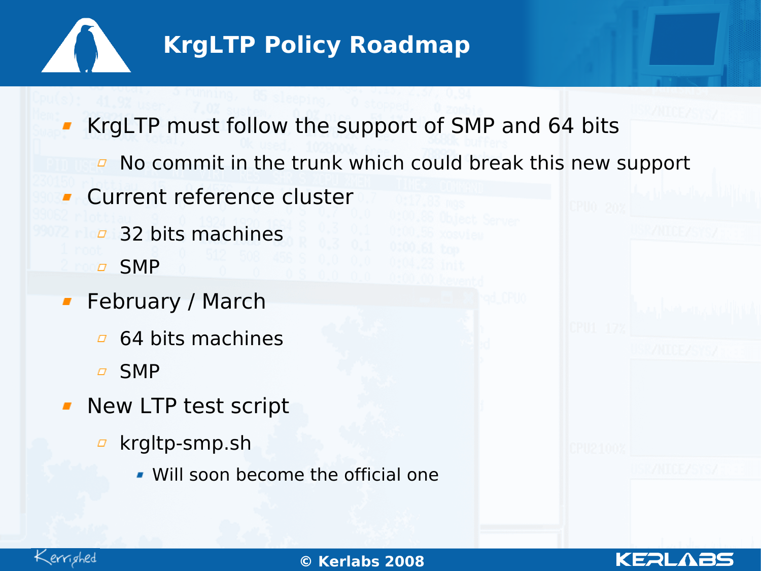# KrgLTP Policy Roadmap

- KrgLTP must follow the support of SMP and 64 bits
  - No commit in the trunk which could break this new support
- Current reference cluster
  - 32 bits machines
  - SMP
- February / March
  - 64 bits machines
  - SMP
- New LTP test script
  - krgltp-smp.sh
    - Will soon become the official one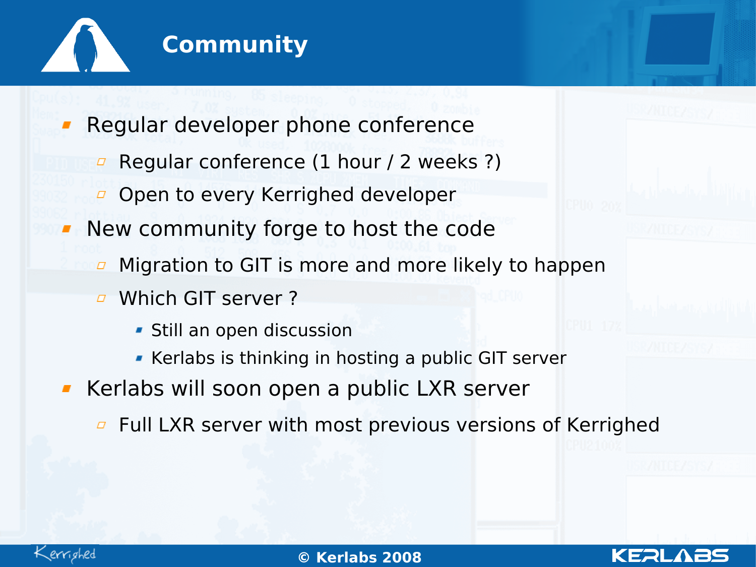# Community

- Regular developer phone conference
  - Regular conference (1 hour / 2 weeks ?)
  - Open to every Kerrighed developer
- New community forge to host the code
  - Migration to GIT is more and more likely to happen
  - Which GIT server ?
    - Still an open discussion
    - Kerlabs is thinking in hosting a public GIT server
- Kerlabs will soon open a public LXR server
  - Full LXR server with most previous versions of Kerrighed